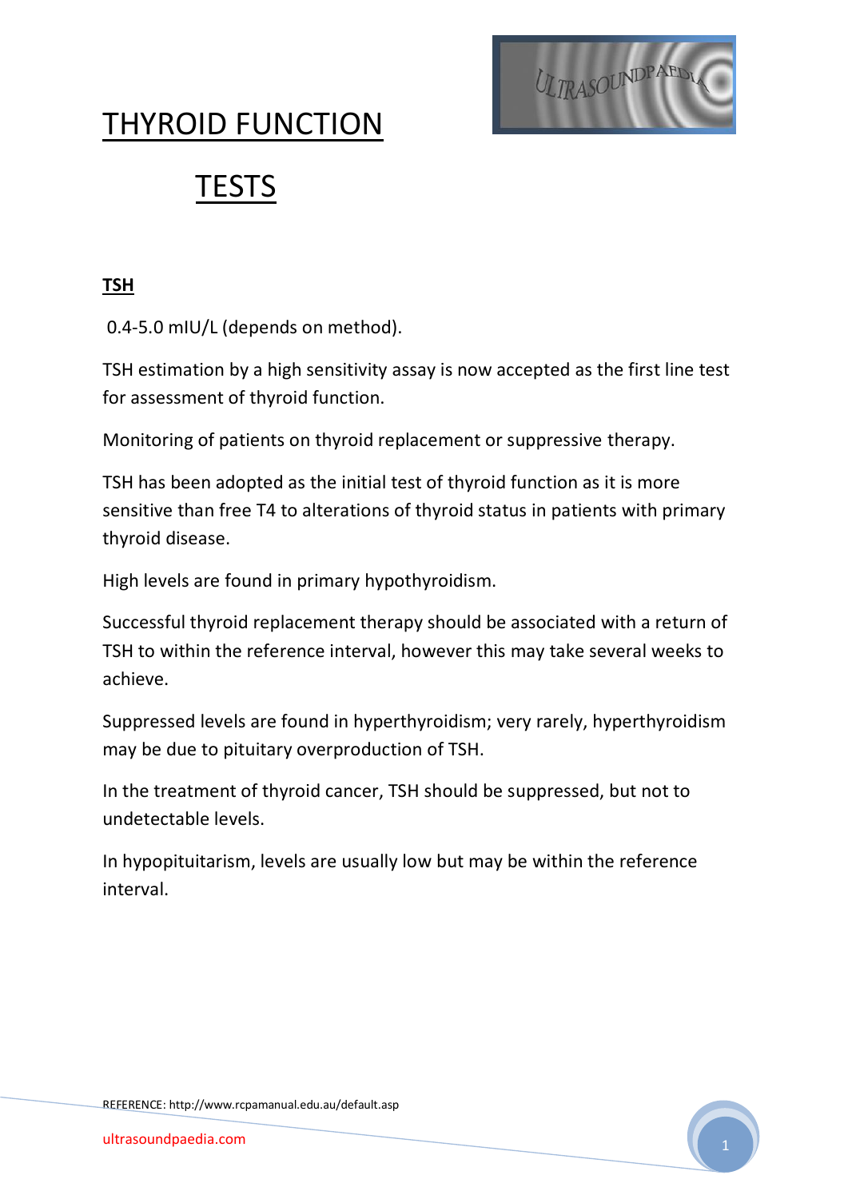# THYROID FUNCTION TESTS

## TSH

0.4-5.0 mIU/L (depends on method).

TSH estimation by a high sensitivity assay is now accepted as the first line test for assessment of thyroid function.

Monitoring of patients on thyroid replacement or suppressive therapy.

TSH has been adopted as the initial test of thyroid function as it is more sensitive than free T4 to alterations of thyroid status in patients with primary thyroid disease.

High levels are found in primary hypothyroidism.

Successful thyroid replacement therapy should be associated with a return of TSH to within the reference interval, however this may take several weeks to achieve.

Suppressed levels are found in hyperthyroidism; very rarely, hyperthyroidism may be due to pituitary overproduction of TSH.

In the treatment of thyroid cancer, TSH should be suppressed, but not to undetectable levels.

In hypopituitarism, levels are usually low but may be within the reference interval.

REFERENCE: http://www.rcpamanual.edu.au/default.asp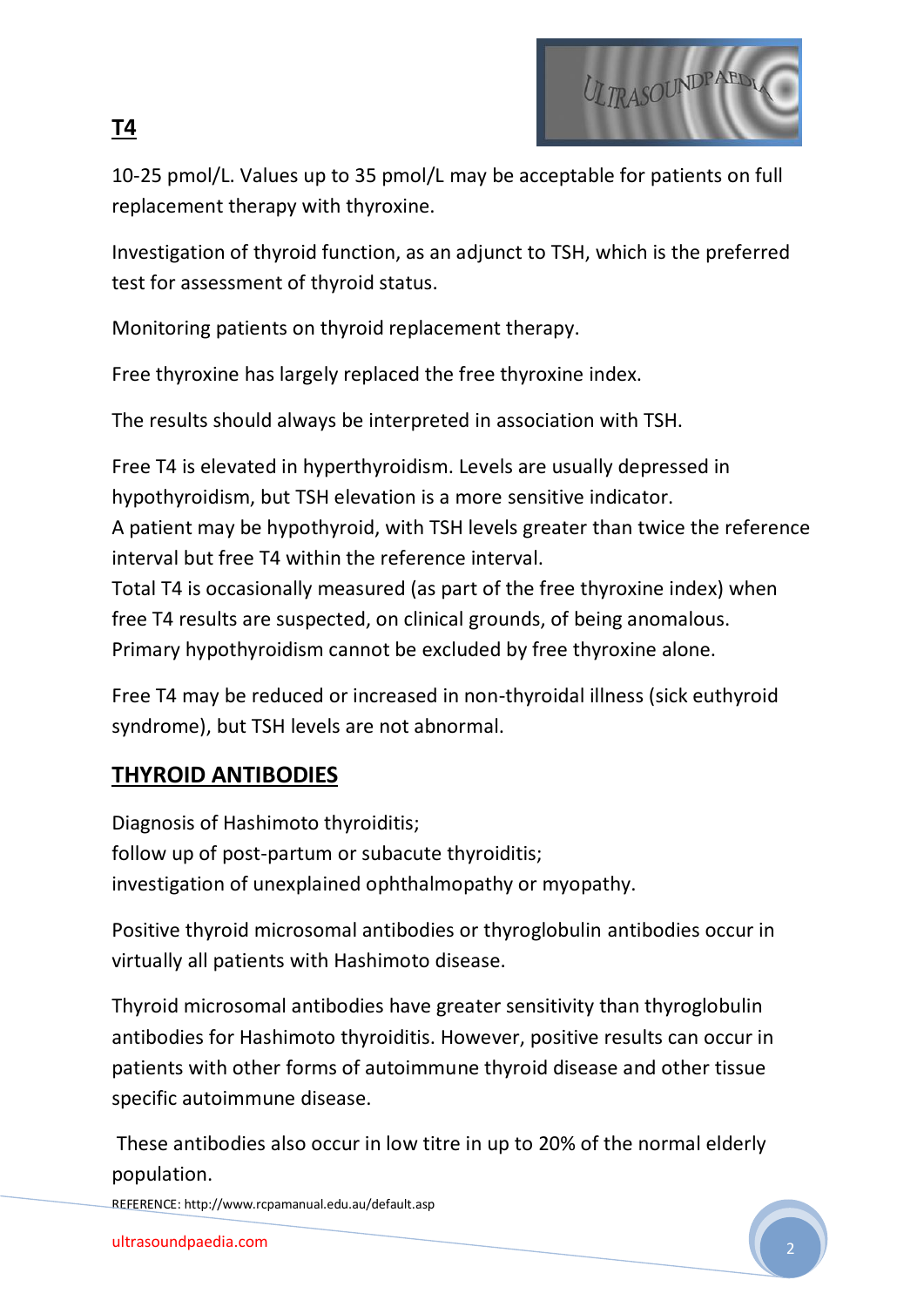## T4

10-25 pmol/L. Values up to 35 pmol/L may be acceptable for patients on full replacement therapy with thyroxine.

Investigation of thyroid function, as an adjunct to TSH, which is the preferred test for assessment of thyroid status.

Monitoring patients on thyroid replacement therapy.

Free thyroxine has largely replaced the free thyroxine index.

The results should always be interpreted in association with TSH.

Free T4 is elevated in hyperthyroidism. Levels are usually depressed in hypothyroidism, but TSH elevation is a more sensitive indicator.
A patient may be hypothyroid, with TSH levels greater than twice the reference interval but free T4 within the reference interval.
Total T4 is occasionally measured (as part of the free thyroxine index) when free T4 results are suspected, on clinical grounds, of being anomalous.
Primary hypothyroidism cannot be excluded by free thyroxine alone.

Free T4 may be reduced or increased in non-thyroidal illness (sick euthyroid syndrome), but TSH levels are not abnormal.

## THYROID ANTIBODIES

Diagnosis of Hashimoto thyroiditis;
follow up of post-partum or subacute thyroiditis;
investigation of unexplained ophthalmopathy or myopathy.

Positive thyroid microsomal antibodies or thyroglobulin antibodies occur in virtually all patients with Hashimoto disease.

Thyroid microsomal antibodies have greater sensitivity than thyroglobulin antibodies for Hashimoto thyroiditis. However, positive results can occur in patients with other forms of autoimmune thyroid disease and other tissue specific autoimmune disease.

These antibodies also occur in low titre in up to 20% of the normal elderly population.

REFERENCE: http://www.rcpamanual.edu.au/default.asp